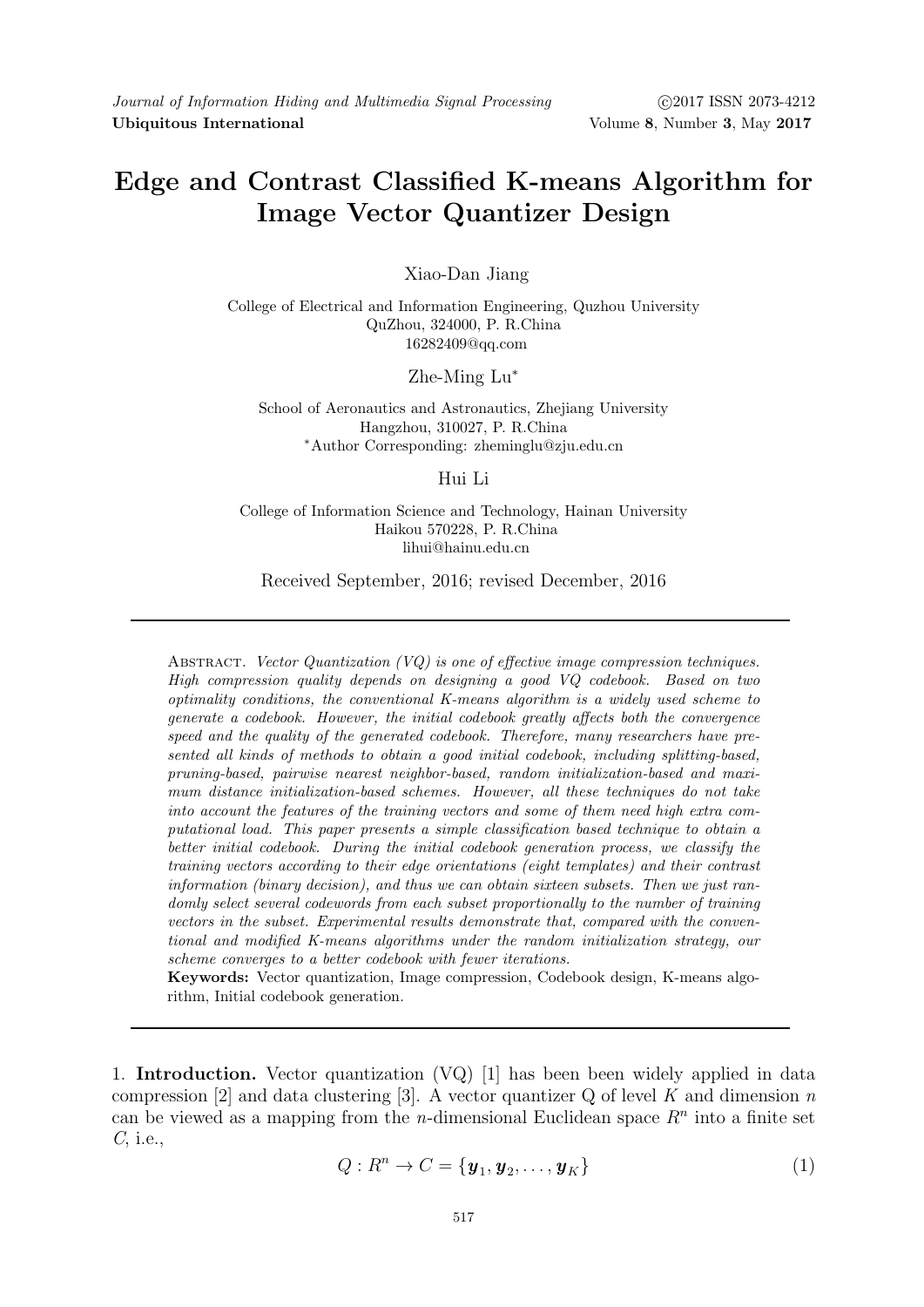# Edge and Contrast Classified K-means Algorithm for Image Vector Quantizer Design

Xiao-Dan Jiang

College of Electrical and Information Engineering, Quzhou University
QuZhou, 324000, P. R.China
16282409@qq.com

Zhe-Ming Lu*

School of Aeronautics and Astronautics, Zhejiang University
Hangzhou, 310027, P. R.China
*Author Corresponding: zheminglu@zju.edu.cn

Hui Li

College of Information Science and Technology, Hainan University
Haikou 570228, P. R.China
lihui@hainu.edu.cn

Received September, 2016; revised December, 2016

Abstract. *Vector Quantization (VQ) is one of effective image compression techniques. High compression quality depends on designing a good VQ codebook. Based on two optimality conditions, the conventional K-means algorithm is a widely used scheme to generate a codebook. However, the initial codebook greatly affects both the convergence speed and the quality of the generated codebook. Therefore, many researchers have presented all kinds of methods to obtain a good initial codebook, including splitting-based, pruning-based, pairwise nearest neighbor-based, random initialization-based and maximum distance initialization-based schemes. However, all these techniques do not take into account the features of the training vectors and some of them need high extra computational load. This paper presents a simple classification based technique to obtain a better initial codebook. During the initial codebook generation process, we classify the training vectors according to their edge orientations (eight templates) and their contrast information (binary decision), and thus we can obtain sixteen subsets. Then we just randomly select several codewords from each subset proportionally to the number of training vectors in the subset. Experimental results demonstrate that, compared with the conventional and modified K-means algorithms under the random initialization strategy, our scheme converges to a better codebook with fewer iterations.*

**Keywords:** Vector quantization, Image compression, Codebook design, K-means algorithm, Initial codebook generation.

1. **Introduction.** Vector quantization (VQ) [1] has been been widely applied in data compression [2] and data clustering [3]. A vector quantizer Q of level $K$ and dimension $n$ can be viewed as a mapping from the $n$-dimensional Euclidean space $R^n$ into a finite set $C$, i.e.,

$$Q : R^n \rightarrow C = \{\boldsymbol{y}_1, \boldsymbol{y}_2, \ldots, \boldsymbol{y}_K\} \tag{1}$$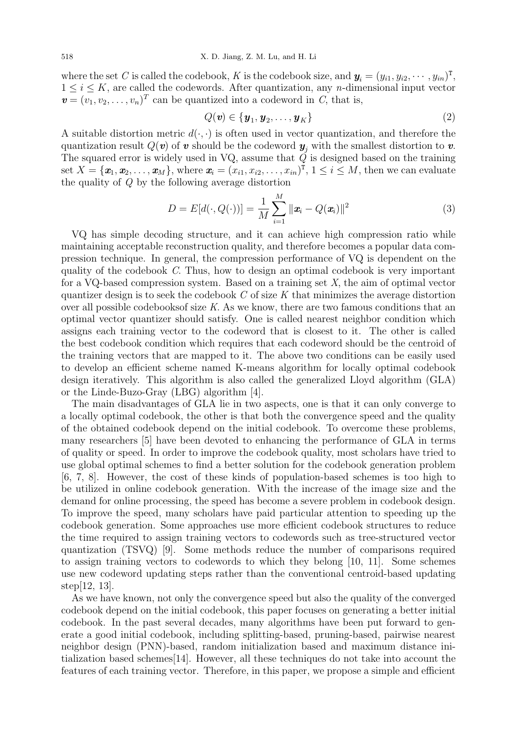where the set $C$ is called the codebook, $K$ is the codebook size, and $\boldsymbol{y}_i = (y_{i1}, y_{i2}, \cdots, y_{in})^{\mathrm{T}}$, $1 \le i \le K$, are called the codewords. After quantization, any $n$-dimensional input vector $\boldsymbol{v} = (v_1, v_2, \ldots, v_n)^T$ can be quantized into a codeword in $C$, that is,

$$Q(\boldsymbol{v}) \in \{\boldsymbol{y}_1, \boldsymbol{y}_2, \ldots, \boldsymbol{y}_K\} \tag{2}$$

A suitable distortion metric $d(\cdot, \cdot)$ is often used in vector quantization, and therefore the quantization result $Q(\boldsymbol{v})$ of $\boldsymbol{v}$ should be the codeword $\boldsymbol{y}_j$ with the smallest distortion to $\boldsymbol{v}$. The squared error is widely used in VQ, assume that $Q$ is designed based on the training set $X = \{\boldsymbol{x}_1, \boldsymbol{x}_2, \ldots, \boldsymbol{x}_M\}$, where $\boldsymbol{x}_i = (x_{i1}, x_{i2}, \ldots, x_{in})^{\mathrm{T}}$, $1 \le i \le M$, then we can evaluate the quality of $Q$ by the following average distortion

$$D = E[d(\cdot, Q(\cdot))] = \frac{1}{M} \sum_{i=1}^{M} \|\boldsymbol{x}_i - Q(\boldsymbol{x}_i)\|^2 \tag{3}$$

VQ has simple decoding structure, and it can achieve high compression ratio while maintaining acceptable reconstruction quality, and therefore becomes a popular data compression technique. In general, the compression performance of VQ is dependent on the quality of the codebook $C$. Thus, how to design an optimal codebook is very important for a VQ-based compression system. Based on a training set $X$, the aim of optimal vector quantizer design is to seek the codebook $C$ of size $K$ that minimizes the average distortion over all possible codebooksof size $K$. As we know, there are two famous conditions that an optimal vector quantizer should satisfy. One is called nearest neighbor condition which assigns each training vector to the codeword that is closest to it. The other is called the best codebook condition which requires that each codeword should be the centroid of the training vectors that are mapped to it. The above two conditions can be easily used to develop an efficient scheme named K-means algorithm for locally optimal codebook design iteratively. This algorithm is also called the generalized Lloyd algorithm (GLA) or the Linde-Buzo-Gray (LBG) algorithm [4].

The main disadvantages of GLA lie in two aspects, one is that it can only converge to a locally optimal codebook, the other is that both the convergence speed and the quality of the obtained codebook depend on the initial codebook. To overcome these problems, many researchers [5] have been devoted to enhancing the performance of GLA in terms of quality or speed. In order to improve the codebook quality, most scholars have tried to use global optimal schemes to find a better solution for the codebook generation problem [6, 7, 8]. However, the cost of these kinds of population-based schemes is too high to be utilized in online codebook generation. With the increase of the image size and the demand for online processing, the speed has become a severe problem in codebook design. To improve the speed, many scholars have paid particular attention to speeding up the codebook generation. Some approaches use more efficient codebook structures to reduce the time required to assign training vectors to codewords such as tree-structured vector quantization (TSVQ) [9]. Some methods reduce the number of comparisons required to assign training vectors to codewords to which they belong [10, 11]. Some schemes use new codeword updating steps rather than the conventional centroid-based updating step[12, 13].

As we have known, not only the convergence speed but also the quality of the converged codebook depend on the initial codebook, this paper focuses on generating a better initial codebook. In the past several decades, many algorithms have been put forward to generate a good initial codebook, including splitting-based, pruning-based, pairwise nearest neighbor design (PNN)-based, random initialization based and maximum distance initialization based schemes[14]. However, all these techniques do not take into account the features of each training vector. Therefore, in this paper, we propose a simple and efficient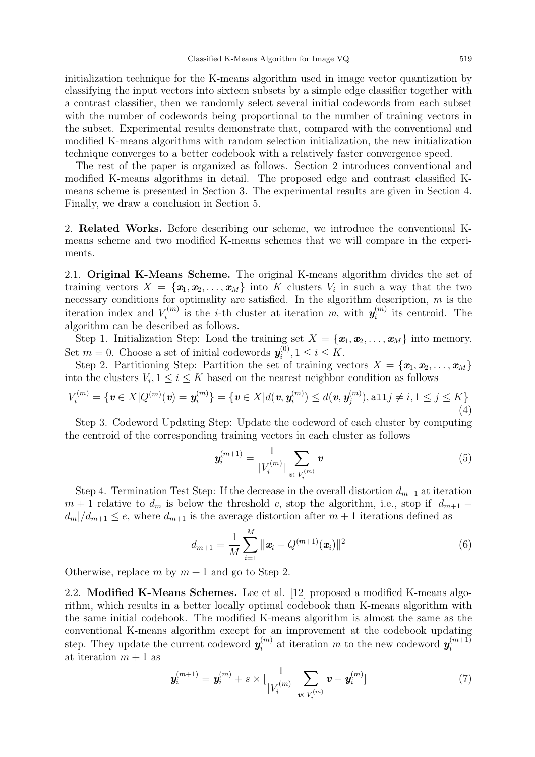initialization technique for the K-means algorithm used in image vector quantization by classifying the input vectors into sixteen subsets by a simple edge classifier together with a contrast classifier, then we randomly select several initial codewords from each subset with the number of codewords being proportional to the number of training vectors in the subset. Experimental results demonstrate that, compared with the conventional and modified K-means algorithms with random selection initialization, the new initialization technique converges to a better codebook with a relatively faster convergence speed.

The rest of the paper is organized as follows. Section 2 introduces conventional and modified K-means algorithms in detail. The proposed edge and contrast classified K-means scheme is presented in Section 3. The experimental results are given in Section 4. Finally, we draw a conclusion in Section 5.

## 2. Related Works.

Before describing our scheme, we introduce the conventional K-means scheme and two modified K-means schemes that we will compare in the experiments.

### 2.1. Original K-Means Scheme.

The original K-means algorithm divides the set of training vectors $X = \{\boldsymbol{x}_1, \boldsymbol{x}_2, \ldots, \boldsymbol{x}_M\}$ into $K$ clusters $V_i$ in such a way that the two necessary conditions for optimality are satisfied. In the algorithm description, $m$ is the iteration index and $V_i^{(m)}$ is the $i$-th cluster at iteration $m$, with $\boldsymbol{y}_i^{(m)}$ its centroid. The algorithm can be described as follows.

Step 1. Initialization Step: Load the training set $X = \{\boldsymbol{x}_1, \boldsymbol{x}_2, \ldots, \boldsymbol{x}_M\}$ into memory. Set $m = 0$. Choose a set of initial codewords $\boldsymbol{y}_i^{(0)}, 1 \le i \le K$.

Step 2. Partitioning Step: Partition the set of training vectors $X = \{\boldsymbol{x}_1, \boldsymbol{x}_2, \ldots, \boldsymbol{x}_M\}$ into the clusters $V_i, 1 \le i \le K$ based on the nearest neighbor condition as follows

$$V_i^{(m)} = \{\boldsymbol{v} \in X | Q^{(m)}(\boldsymbol{v}) = \boldsymbol{y}_i^{(m)}\} = \{\boldsymbol{v} \in X | d(\boldsymbol{v}, \boldsymbol{y}_i^{(m)}) \le d(\boldsymbol{v}, \boldsymbol{y}_j^{(m)}), \texttt{all} j \ne i, 1 \le j \le K\} \tag{4}$$

Step 3. Codeword Updating Step: Update the codeword of each cluster by computing the centroid of the corresponding training vectors in each cluster as follows

$$\boldsymbol{y}_i^{(m+1)} = \frac{1}{|V_i^{(m)}|} \sum_{\boldsymbol{v} \in V_i^{(m)}} \boldsymbol{v} \tag{5}$$

Step 4. Termination Test Step: If the decrease in the overall distortion $d_{m+1}$ at iteration $m+1$ relative to $d_m$ is below the threshold $e$, stop the algorithm, i.e., stop if $|d_{m+1} - d_m|/d_{m+1} \le e$, where $d_{m+1}$ is the average distortion after $m+1$ iterations defined as

$$d_{m+1} = \frac{1}{M} \sum_{i=1}^{M} \|\boldsymbol{x}_i - Q^{(m+1)}(\boldsymbol{x}_i)\|^2 \tag{6}$$

Otherwise, replace $m$ by $m+1$ and go to Step 2.

### 2.2. Modified K-Means Schemes.

Lee et al. [12] proposed a modified K-means algorithm, which results in a better locally optimal codebook than K-means algorithm with the same initial codebook. The modified K-means algorithm is almost the same as the conventional K-means algorithm except for an improvement at the codebook updating step. They update the current codeword $\boldsymbol{y}_i^{(m)}$ at iteration $m$ to the new codeword $\boldsymbol{y}_i^{(m+1)}$ at iteration $m+1$ as

$$\boldsymbol{y}_i^{(m+1)} = \boldsymbol{y}_i^{(m)} + s \times [\frac{1}{|V_i^{(m)}|} \sum_{\boldsymbol{v} \in V_i^{(m)}} \boldsymbol{v} - \boldsymbol{y}_i^{(m)}] \tag{7}$$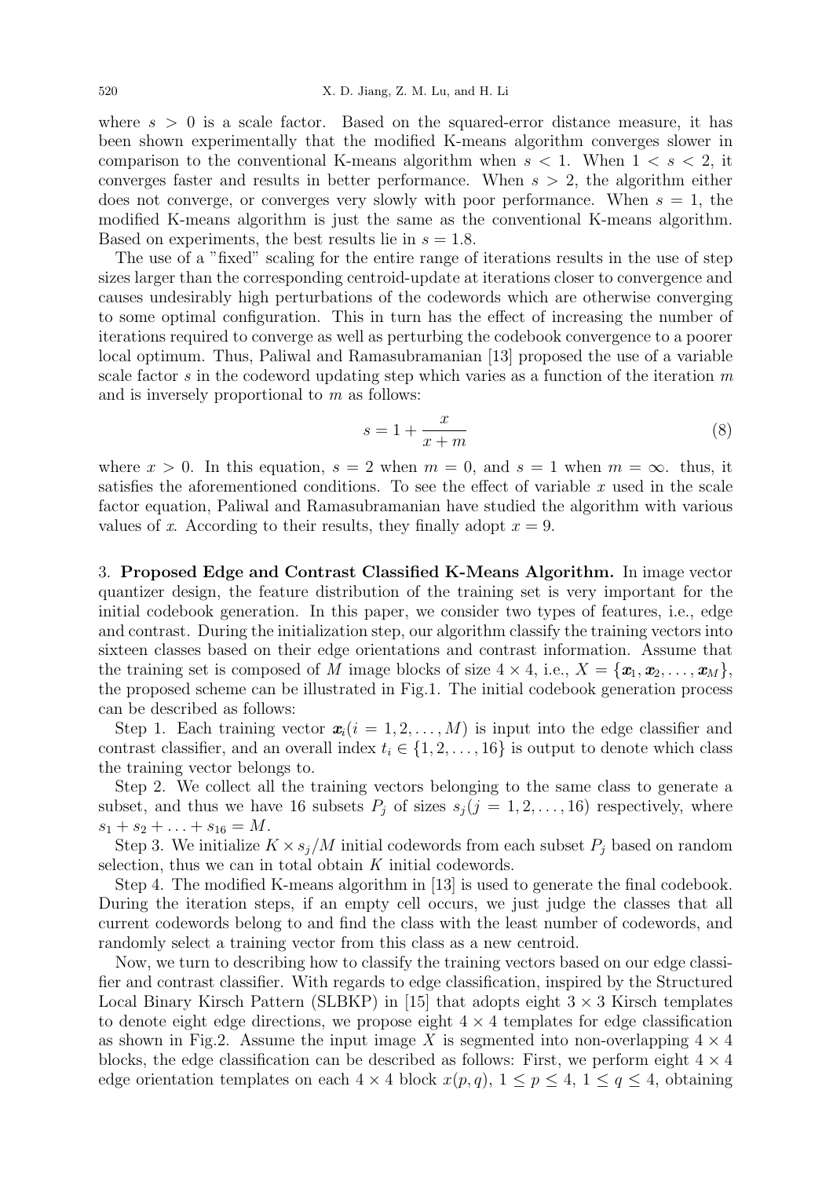where $s > 0$ is a scale factor. Based on the squared-error distance measure, it has been shown experimentally that the modified K-means algorithm converges slower in comparison to the conventional K-means algorithm when $s < 1$. When $1 < s < 2$, it converges faster and results in better performance. When $s > 2$, the algorithm either does not converge, or converges very slowly with poor performance. When $s = 1$, the modified K-means algorithm is just the same as the conventional K-means algorithm. Based on experiments, the best results lie in $s = 1.8$.

The use of a "fixed" scaling for the entire range of iterations results in the use of step sizes larger than the corresponding centroid-update at iterations closer to convergence and causes undesirably high perturbations of the codewords which are otherwise converging to some optimal configuration. This in turn has the effect of increasing the number of iterations required to converge as well as perturbing the codebook convergence to a poorer local optimum. Thus, Paliwal and Ramasubramanian [13] proposed the use of a variable scale factor $s$ in the codeword updating step which varies as a function of the iteration $m$ and is inversely proportional to $m$ as follows:

$$s = 1 + \frac{x}{x + m} \tag{8}$$

where $x > 0$. In this equation, $s = 2$ when $m = 0$, and $s = 1$ when $m = \infty$. thus, it satisfies the aforementioned conditions. To see the effect of variable $x$ used in the scale factor equation, Paliwal and Ramasubramanian have studied the algorithm with various values of $x$. According to their results, they finally adopt $x = 9$.

## 3. Proposed Edge and Contrast Classified K-Means Algorithm.

In image vector quantizer design, the feature distribution of the training set is very important for the initial codebook generation. In this paper, we consider two types of features, i.e., edge and contrast. During the initialization step, our algorithm classify the training vectors into sixteen classes based on their edge orientations and contrast information. Assume that the training set is composed of $M$ image blocks of size $4 \times 4$, i.e., $X = \{\boldsymbol{x}_1, \boldsymbol{x}_2, \ldots, \boldsymbol{x}_M\}$, the proposed scheme can be illustrated in Fig.1. The initial codebook generation process can be described as follows:

Step 1. Each training vector $\boldsymbol{x}_i (i = 1, 2, \ldots, M)$ is input into the edge classifier and contrast classifier, and an overall index $t_i \in \{1, 2, \ldots, 16\}$ is output to denote which class the training vector belongs to.

Step 2. We collect all the training vectors belonging to the same class to generate a subset, and thus we have 16 subsets $P_j$ of sizes $s_j (j = 1, 2, \ldots, 16)$ respectively, where $s_1 + s_2 + \ldots + s_{16} = M$.

Step 3. We initialize $K \times s_j / M$ initial codewords from each subset $P_j$ based on random selection, thus we can in total obtain $K$ initial codewords.

Step 4. The modified K-means algorithm in [13] is used to generate the final codebook. During the iteration steps, if an empty cell occurs, we just judge the classes that all current codewords belong to and find the class with the least number of codewords, and randomly select a training vector from this class as a new centroid.

Now, we turn to describing how to classify the training vectors based on our edge classifier and contrast classifier. With regards to edge classification, inspired by the Structured Local Binary Kirsch Pattern (SLBKP) in [15] that adopts eight $3 \times 3$ Kirsch templates to denote eight edge directions, we propose eight $4 \times 4$ templates for edge classification as shown in Fig.2. Assume the input image $X$ is segmented into non-overlapping $4 \times 4$ blocks, the edge classification can be described as follows: First, we perform eight $4 \times 4$ edge orientation templates on each $4 \times 4$ block $x(p, q)$, $1 \leq p \leq 4$, $1 \leq q \leq 4$, obtaining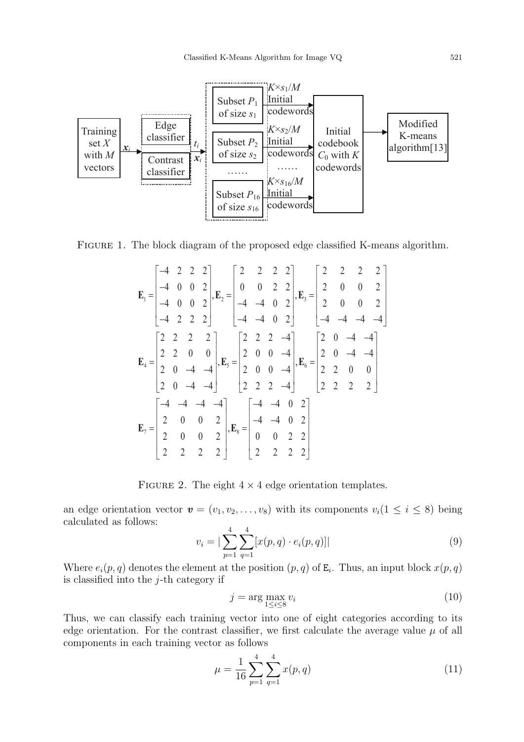FIGURE 1. The block diagram of the proposed edge classified K-means algorithm.

$$\mathbf{E}_1=\begin{bmatrix}-4&2&2&2\\-4&0&0&2\\-4&0&0&2\\-4&2&2&2\end{bmatrix},\mathbf{E}_2=\begin{bmatrix}2&2&2&2\\0&0&2&2\\-4&-4&0&2\\-4&-4&0&2\end{bmatrix},\mathbf{E}_3=\begin{bmatrix}2&2&2&2\\2&0&0&2\\2&0&0&2\\-4&-4&-4&-4\end{bmatrix}$$

$$\mathbf{E}_4=\begin{bmatrix}2&2&2&2\\2&2&0&0\\2&0&-4&-4\\2&0&-4&-4\end{bmatrix},\mathbf{E}_5=\begin{bmatrix}2&2&2&-4\\2&0&0&-4\\2&0&0&-4\\2&2&2&-4\end{bmatrix},\mathbf{E}_6=\begin{bmatrix}2&0&-4&-4\\2&0&-4&-4\\2&2&0&0\\2&2&2&2\end{bmatrix}$$

$$\mathbf{E}_7=\begin{bmatrix}-4&-4&-4&-4\\2&0&0&2\\2&0&0&2\\2&2&2&2\end{bmatrix},\mathbf{E}_8=\begin{bmatrix}-4&-4&0&2\\-4&-4&0&2\\0&0&2&2\\2&2&2&2\end{bmatrix}$$

FIGURE 2. The eight $4 \times 4$ edge orientation templates.

an edge orientation vector $\boldsymbol{v} = (v_1, v_2, \ldots, v_8)$ with its components $v_i (1 \leq i \leq 8)$ being calculated as follows:

$$v_i = \left|\sum_{p=1}^{4}\sum_{q=1}^{4}[x(p,q)\cdot e_i(p,q)]\right| \tag{9}$$

Where $e_i(p, q)$ denotes the element at the position $(p, q)$ of $\mathtt{E}_i$. Thus, an input block $x(p, q)$ is classified into the $j$-th category if

$$j = \arg\max_{1\leq i\leq 8} v_i \tag{10}$$

Thus, we can classify each training vector into one of eight categories according to its edge orientation. For the contrast classifier, we first calculate the average value $\mu$ of all components in each training vector as follows

$$\mu = \frac{1}{16}\sum_{p=1}^{4}\sum_{q=1}^{4}x(p,q) \tag{11}$$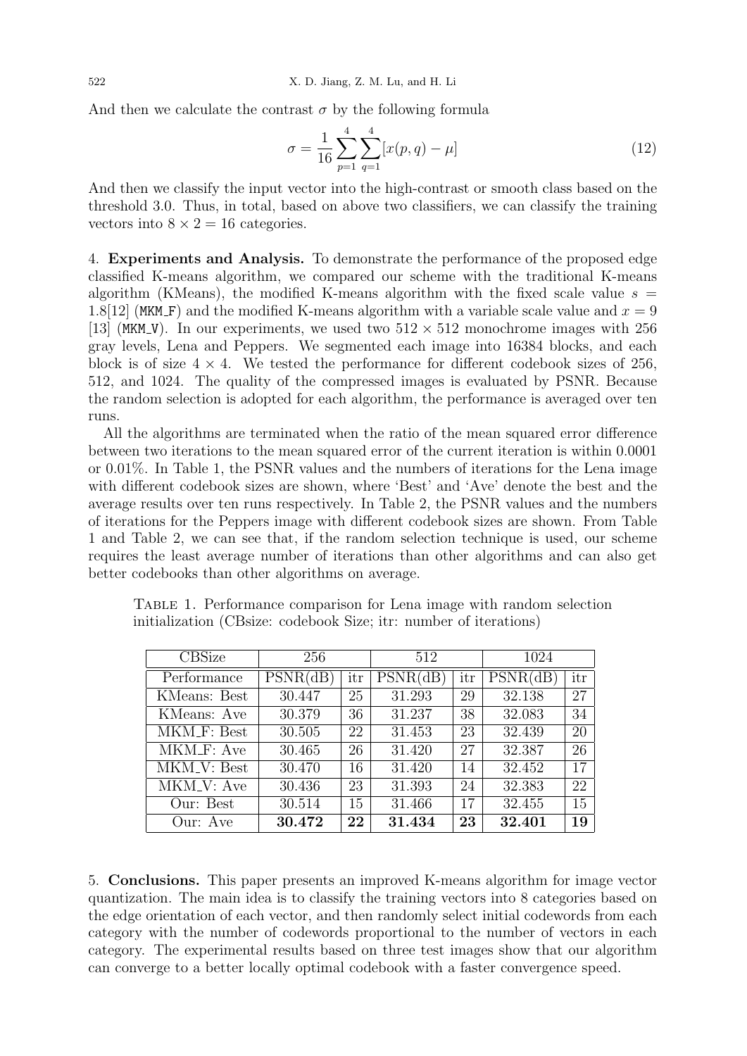And then we calculate the contrast $\sigma$ by the following formula

$$\sigma = \frac{1}{16} \sum_{p=1}^{4} \sum_{q=1}^{4} [x(p, q) - \mu] \tag{12}$$

And then we classify the input vector into the high-contrast or smooth class based on the threshold 3.0. Thus, in total, based on above two classifiers, we can classify the training vectors into $8 \times 2 = 16$ categories.

## 4. Experiments and Analysis.

To demonstrate the performance of the proposed edge classified K-means algorithm, we compared our scheme with the traditional K-means algorithm (KMeans), the modified K-means algorithm with the fixed scale value $s = 1.8$[12] (`MKM_F`) and the modified K-means algorithm with a variable scale value and $x = 9$ [13] (`MKM_V`). In our experiments, we used two $512 \times 512$ monochrome images with 256 gray levels, Lena and Peppers. We segmented each image into 16384 blocks, and each block is of size $4 \times 4$. We tested the performance for different codebook sizes of 256, 512, and 1024. The quality of the compressed images is evaluated by PSNR. Because the random selection is adopted for each algorithm, the performance is averaged over ten runs.

All the algorithms are terminated when the ratio of the mean squared error difference between two iterations to the mean squared error of the current iteration is within 0.0001 or 0.01%. In Table 1, the PSNR values and the numbers of iterations for the Lena image with different codebook sizes are shown, where 'Best' and 'Ave' denote the best and the average results over ten runs respectively. In Table 2, the PSNR values and the numbers of iterations for the Peppers image with different codebook sizes are shown. From Table 1 and Table 2, we can see that, if the random selection technique is used, our scheme requires the least average number of iterations than other algorithms and can also get better codebooks than other algorithms on average.

Table 1. Performance comparison for Lena image with random selection initialization (CBsize: codebook Size; itr: number of iterations)

| CBSize | 256 | | 512 | | 1024 | |
|---|---|---|---|---|---|---|
| Performance | PSNR(dB) | itr | PSNR(dB) | itr | PSNR(dB) | itr |
| KMeans: Best | 30.447 | 25 | 31.293 | 29 | 32.138 | 27 |
| KMeans: Ave | 30.379 | 36 | 31.237 | 38 | 32.083 | 34 |
| MKM_F: Best | 30.505 | 22 | 31.453 | 23 | 32.439 | 20 |
| MKM_F: Ave | 30.465 | 26 | 31.420 | 27 | 32.387 | 26 |
| MKM_V: Best | 30.470 | 16 | 31.420 | 14 | 32.452 | 17 |
| MKM_V: Ave | 30.436 | 23 | 31.393 | 24 | 32.383 | 22 |
| Our: Best | 30.514 | 15 | 31.466 | 17 | 32.455 | 15 |
| Our: Ave | **30.472** | **22** | **31.434** | **23** | **32.401** | **19** |

## 5. Conclusions.

This paper presents an improved K-means algorithm for image vector quantization. The main idea is to classify the training vectors into 8 categories based on the edge orientation of each vector, and then randomly select initial codewords from each category with the number of codewords proportional to the number of vectors in each category. The experimental results based on three test images show that our algorithm can converge to a better locally optimal codebook with a faster convergence speed.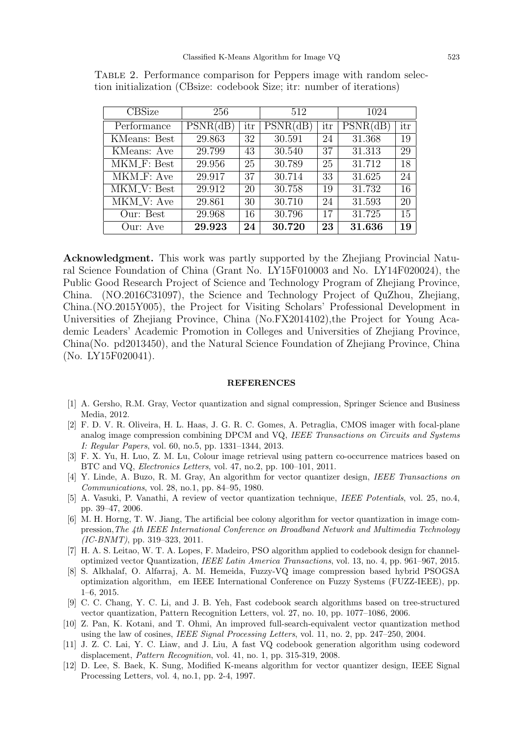Table 2. Performance comparison for Peppers image with random selection initialization (CBsize: codebook Size; itr: number of iterations)

| CBSize | 256 | | 512 | | 1024 | |
|---|---|---|---|---|---|---|
| Performance | PSNR(dB) | itr | PSNR(dB) | itr | PSNR(dB) | itr |
| KMeans: Best | 29.863 | 32 | 30.591 | 24 | 31.368 | 19 |
| KMeans: Ave | 29.799 | 43 | 30.540 | 37 | 31.313 | 29 |
| MKM_F: Best | 29.956 | 25 | 30.789 | 25 | 31.712 | 18 |
| MKM_F: Ave | 29.917 | 37 | 30.714 | 33 | 31.625 | 24 |
| MKM_V: Best | 29.912 | 20 | 30.758 | 19 | 31.732 | 16 |
| MKM_V: Ave | 29.861 | 30 | 30.710 | 24 | 31.593 | 20 |
| Our: Best | 29.968 | 16 | 30.796 | 17 | 31.725 | 15 |
| Our: Ave | **29.923** | **24** | **30.720** | **23** | **31.636** | **19** |

**Acknowledgment.** This work was partly supported by the Zhejiang Provincial Natural Science Foundation of China (Grant No. LY15F010003 and No. LY14F020024), the Public Good Research Project of Science and Technology Program of Zhejiang Province, China. (NO.2016C31097), the Science and Technology Project of QuZhou, Zhejiang, China.(NO.2015Y005), the Project for Visiting Scholars' Professional Development in Universities of Zhejiang Province, China (No.FX2014102),the Project for Young Academic Leaders' Academic Promotion in Colleges and Universities of Zhejiang Province, China(No. pd2013450), and the Natural Science Foundation of Zhejiang Province, China (No. LY15F020041).

## REFERENCES

[1] A. Gersho, R.M. Gray, Vector quantization and signal compression, Springer Science and Business Media, 2012.

[2] F. D. V. R. Oliveira, H. L. Haas, J. G. R. C. Gomes, A. Petraglia, CMOS imager with focal-plane analog image compression combining DPCM and VQ, *IEEE Transactions on Circuits and Systems I: Regular Papers*, vol. 60, no.5, pp. 1331–1344, 2013.

[3] F. X. Yu, H. Luo, Z. M. Lu, Colour image retrieval using pattern co-occurrence matrices based on BTC and VQ, *Electronics Letters*, vol. 47, no.2, pp. 100–101, 2011.

[4] Y. Linde, A. Buzo, R. M. Gray, An algorithm for vector quantizer design, *IEEE Transactions on Communications*, vol. 28, no.1, pp. 84–95, 1980.

[5] A. Vasuki, P. Vanathi, A review of vector quantization technique, *IEEE Potentials*, vol. 25, no.4, pp. 39–47, 2006.

[6] M. H. Horng, T. W. Jiang, The artificial bee colony algorithm for vector quantization in image compression,*The 4th IEEE International Conference on Broadband Network and Multimedia Technology (IC-BNMT)*, pp. 319–323, 2011.

[7] H. A. S. Leitao, W. T. A. Lopes, F. Madeiro, PSO algorithm applied to codebook design for channel-optimized vector Quantization, *IEEE Latin America Transactions*, vol. 13, no. 4, pp. 961–967, 2015.

[8] S. Alkhalaf, O. Alfarraj, A. M. Hemeida, Fuzzy-VQ image compression based hybrid PSOGSA optimization algorithm, em IEEE International Conference on Fuzzy Systems (FUZZ-IEEE), pp. 1–6, 2015.

[9] C. C. Chang, Y. C. Li, and J. B. Yeh, Fast codebook search algorithms based on tree-structured vector quantization, Pattern Recognition Letters, vol. 27, no. 10, pp. 1077–1086, 2006.

[10] Z. Pan, K. Kotani, and T. Ohmi, An improved full-search-equivalent vector quantization method using the law of cosines, *IEEE Signal Processing Letters*, vol. 11, no. 2, pp. 247–250, 2004.

[11] J. Z. C. Lai, Y. C. Liaw, and J. Liu, A fast VQ codebook generation algorithm using codeword displacement, *Pattern Recognition*, vol. 41, no. 1, pp. 315-319, 2008.

[12] D. Lee, S. Baek, K. Sung, Modified K-means algorithm for vector quantizer design, IEEE Signal Processing Letters, vol. 4, no.1, pp. 2-4, 1997.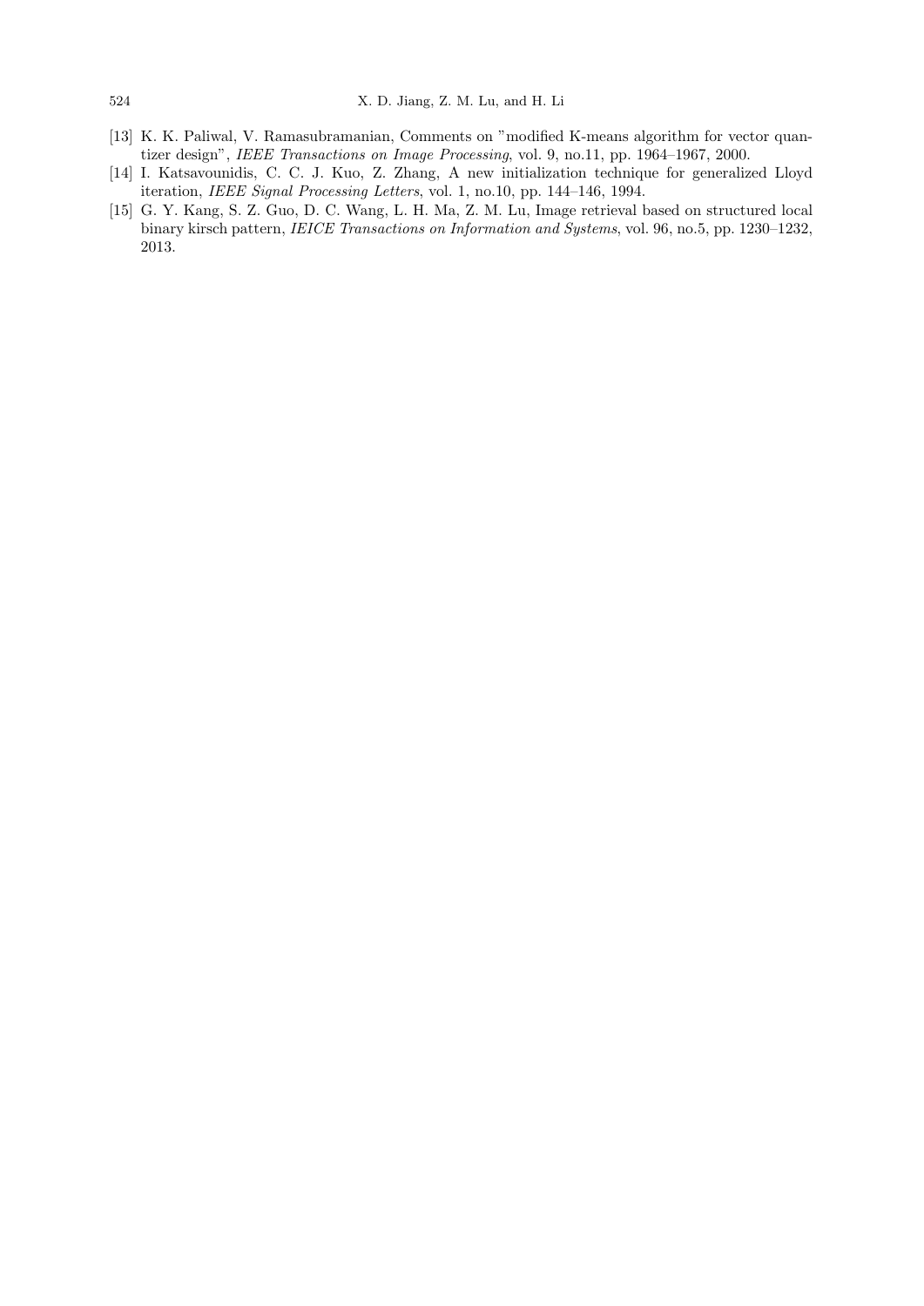[13] K. K. Paliwal, V. Ramasubramanian, Comments on "modified K-means algorithm for vector quantizer design", *IEEE Transactions on Image Processing*, vol. 9, no.11, pp. 1964–1967, 2000.

[14] I. Katsavounidis, C. C. J. Kuo, Z. Zhang, A new initialization technique for generalized Lloyd iteration, *IEEE Signal Processing Letters*, vol. 1, no.10, pp. 144–146, 1994.

[15] G. Y. Kang, S. Z. Guo, D. C. Wang, L. H. Ma, Z. M. Lu, Image retrieval based on structured local binary kirsch pattern, *IEICE Transactions on Information and Systems*, vol. 96, no.5, pp. 1230–1232, 2013.